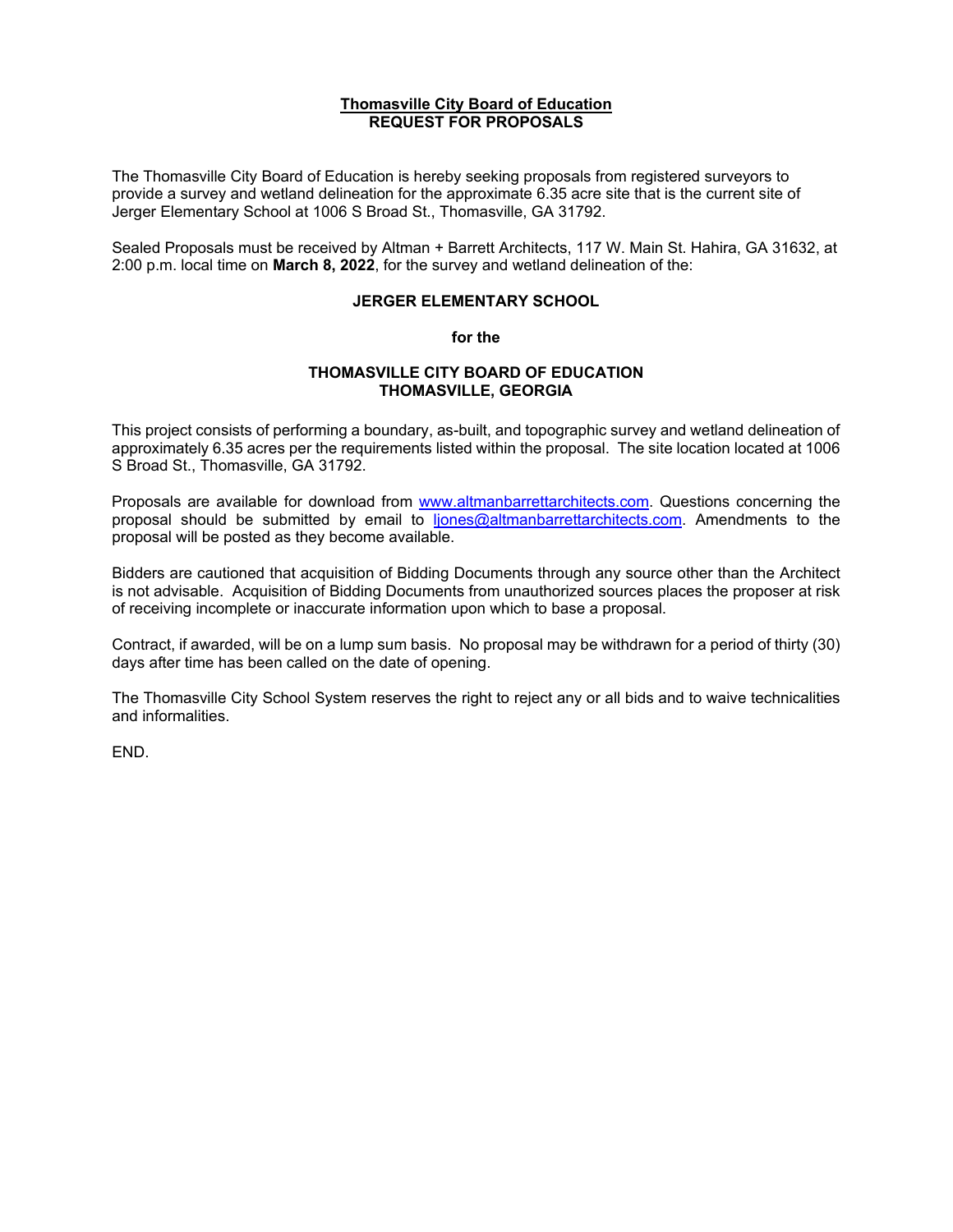**Thomasville City Board of Education**
**REQUEST FOR PROPOSALS**

The Thomasville City Board of Education is hereby seeking proposals from registered surveyors to provide a survey and wetland delineation for the approximate 6.35 acre site that is the current site of Jerger Elementary School at 1006 S Broad St., Thomasville, GA 31792.

Sealed Proposals must be received by Altman + Barrett Architects, 117 W. Main St. Hahira, GA 31632, at 2:00 p.m. local time on **March 8, 2022**, for the survey and wetland delineation of the:

**JERGER ELEMENTARY SCHOOL**

**for the**

**THOMASVILLE CITY BOARD OF EDUCATION**
**THOMASVILLE, GEORGIA**

This project consists of performing a boundary, as-built, and topographic survey and wetland delineation of approximately 6.35 acres per the requirements listed within the proposal. The site location located at 1006 S Broad St., Thomasville, GA 31792.

Proposals are available for download from www.altmanbarrettarchitects.com. Questions concerning the proposal should be submitted by email to ljones@altmanbarrettarchitects.com. Amendments to the proposal will be posted as they become available.

Bidders are cautioned that acquisition of Bidding Documents through any source other than the Architect is not advisable. Acquisition of Bidding Documents from unauthorized sources places the proposer at risk of receiving incomplete or inaccurate information upon which to base a proposal.

Contract, if awarded, will be on a lump sum basis. No proposal may be withdrawn for a period of thirty (30) days after time has been called on the date of opening.

The Thomasville City School System reserves the right to reject any or all bids and to waive technicalities and informalities.

END.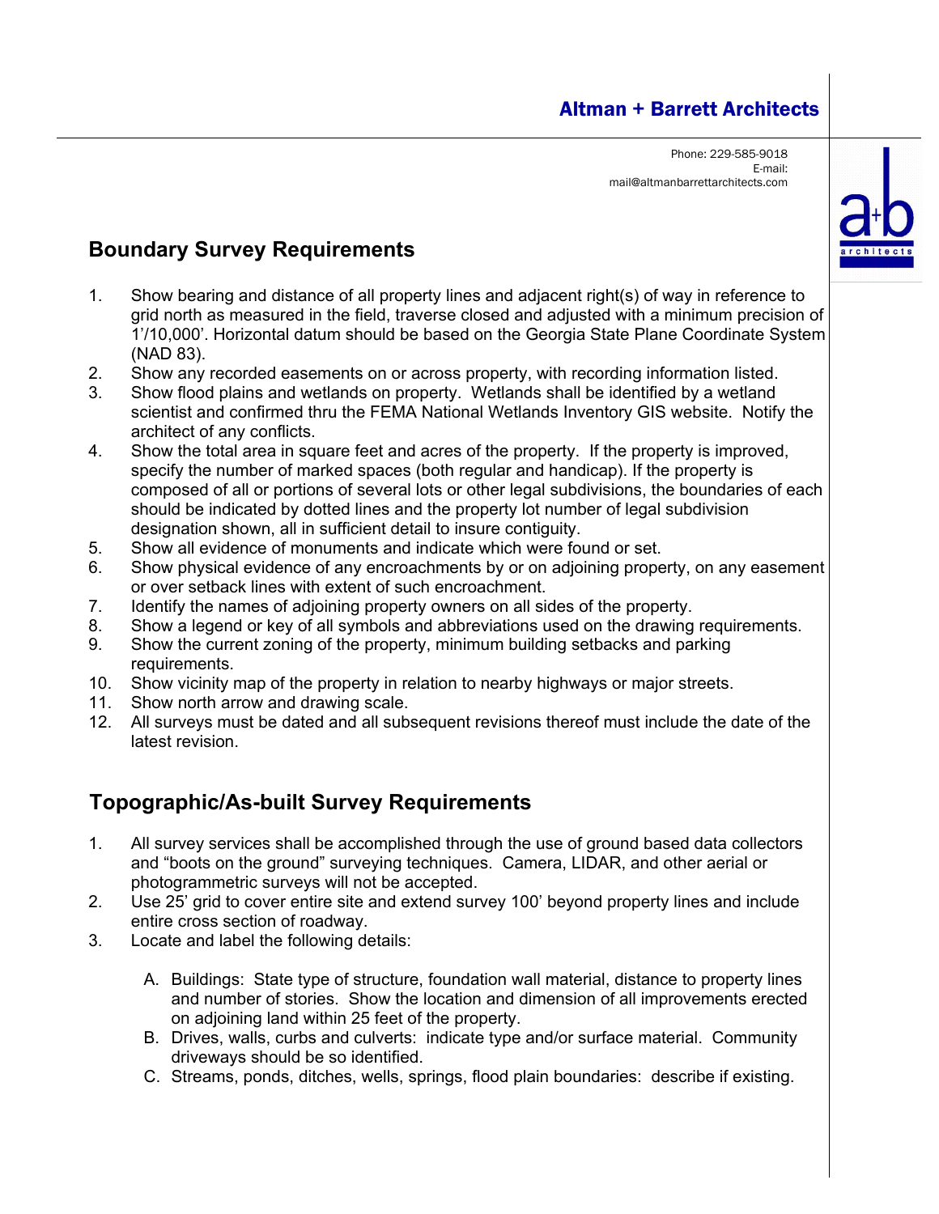## Boundary Survey Requirements

1. Show bearing and distance of all property lines and adjacent right(s) of way in reference to grid north as measured in the field, traverse closed and adjusted with a minimum precision of 1'/10,000'. Horizontal datum should be based on the Georgia State Plane Coordinate System (NAD 83).
2. Show any recorded easements on or across property, with recording information listed.
3. Show flood plains and wetlands on property. Wetlands shall be identified by a wetland scientist and confirmed thru the FEMA National Wetlands Inventory GIS website. Notify the architect of any conflicts.
4. Show the total area in square feet and acres of the property. If the property is improved, specify the number of marked spaces (both regular and handicap). If the property is composed of all or portions of several lots or other legal subdivisions, the boundaries of each should be indicated by dotted lines and the property lot number of legal subdivision designation shown, all in sufficient detail to insure contiguity.
5. Show all evidence of monuments and indicate which were found or set.
6. Show physical evidence of any encroachments by or on adjoining property, on any easement or over setback lines with extent of such encroachment.
7. Identify the names of adjoining property owners on all sides of the property.
8. Show a legend or key of all symbols and abbreviations used on the drawing requirements.
9. Show the current zoning of the property, minimum building setbacks and parking requirements.
10. Show vicinity map of the property in relation to nearby highways or major streets.
11. Show north arrow and drawing scale.
12. All surveys must be dated and all subsequent revisions thereof must include the date of the latest revision.

## Topographic/As-built Survey Requirements

1. All survey services shall be accomplished through the use of ground based data collectors and "boots on the ground" surveying techniques. Camera, LIDAR, and other aerial or photogrammetric surveys will not be accepted.
2. Use 25' grid to cover entire site and extend survey 100' beyond property lines and include entire cross section of roadway.
3. Locate and label the following details:

   A. Buildings: State type of structure, foundation wall material, distance to property lines and number of stories. Show the location and dimension of all improvements erected on adjoining land within 25 feet of the property.
   B. Drives, walls, curbs and culverts: indicate type and/or surface material. Community driveways should be so identified.
   C. Streams, ponds, ditches, wells, springs, flood plain boundaries: describe if existing.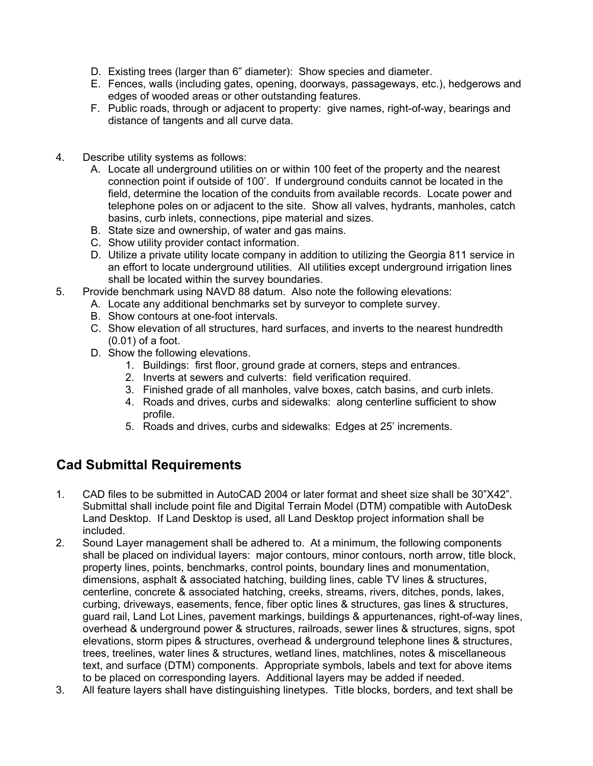D. Existing trees (larger than 6” diameter): Show species and diameter.
   E. Fences, walls (including gates, opening, doorways, passageways, etc.), hedgerows and edges of wooded areas or other outstanding features.
   F. Public roads, through or adjacent to property: give names, right-of-way, bearings and distance of tangents and all curve data.

4. Describe utility systems as follows:
   A. Locate all underground utilities on or within 100 feet of the property and the nearest connection point if outside of 100’. If underground conduits cannot be located in the field, determine the location of the conduits from available records. Locate power and telephone poles on or adjacent to the site. Show all valves, hydrants, manholes, catch basins, curb inlets, connections, pipe material and sizes.
   B. State size and ownership, of water and gas mains.
   C. Show utility provider contact information.
   D. Utilize a private utility locate company in addition to utilizing the Georgia 811 service in an effort to locate underground utilities. All utilities except underground irrigation lines shall be located within the survey boundaries.
5. Provide benchmark using NAVD 88 datum. Also note the following elevations:
   A. Locate any additional benchmarks set by surveyor to complete survey.
   B. Show contours at one-foot intervals.
   C. Show elevation of all structures, hard surfaces, and inverts to the nearest hundredth (0.01) of a foot.
   D. Show the following elevations.
      1. Buildings: first floor, ground grade at corners, steps and entrances.
      2. Inverts at sewers and culverts: field verification required.
      3. Finished grade of all manholes, valve boxes, catch basins, and curb inlets.
      4. Roads and drives, curbs and sidewalks: along centerline sufficient to show profile.
      5. Roads and drives, curbs and sidewalks: Edges at 25’ increments.

## Cad Submittal Requirements

1. CAD files to be submitted in AutoCAD 2004 or later format and sheet size shall be 30”X42”. Submittal shall include point file and Digital Terrain Model (DTM) compatible with AutoDesk Land Desktop. If Land Desktop is used, all Land Desktop project information shall be included.
2. Sound Layer management shall be adhered to. At a minimum, the following components shall be placed on individual layers: major contours, minor contours, north arrow, title block, property lines, points, benchmarks, control points, boundary lines and monumentation, dimensions, asphalt & associated hatching, building lines, cable TV lines & structures, centerline, concrete & associated hatching, creeks, streams, rivers, ditches, ponds, lakes, curbing, driveways, easements, fence, fiber optic lines & structures, gas lines & structures, guard rail, Land Lot Lines, pavement markings, buildings & appurtenances, right-of-way lines, overhead & underground power & structures, railroads, sewer lines & structures, signs, spot elevations, storm pipes & structures, overhead & underground telephone lines & structures, trees, treelines, water lines & structures, wetland lines, matchlines, notes & miscellaneous text, and surface (DTM) components. Appropriate symbols, labels and text for above items to be placed on corresponding layers. Additional layers may be added if needed.
3. All feature layers shall have distinguishing linetypes. Title blocks, borders, and text shall be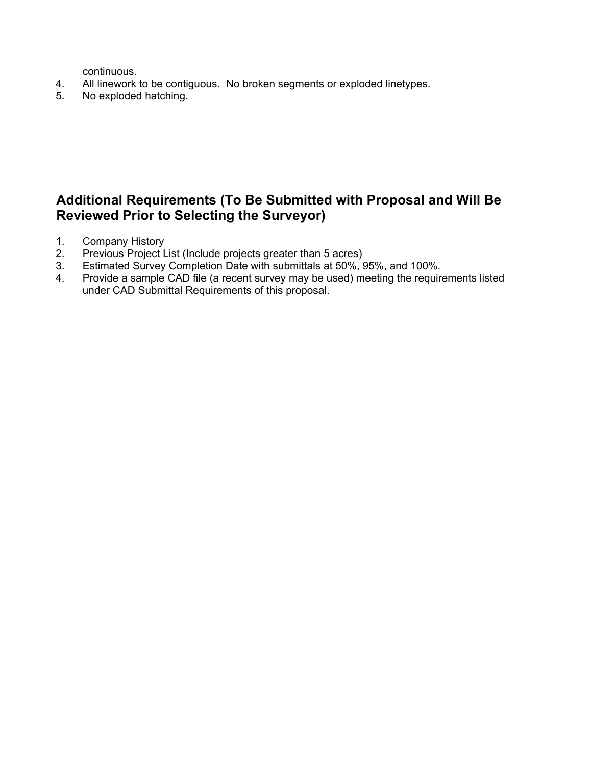continuous.

4. All linework to be contiguous. No broken segments or exploded linetypes.
5. No exploded hatching.

## Additional Requirements (To Be Submitted with Proposal and Will Be Reviewed Prior to Selecting the Surveyor)

1. Company History
2. Previous Project List (Include projects greater than 5 acres)
3. Estimated Survey Completion Date with submittals at 50%, 95%, and 100%.
4. Provide a sample CAD file (a recent survey may be used) meeting the requirements listed under CAD Submittal Requirements of this proposal.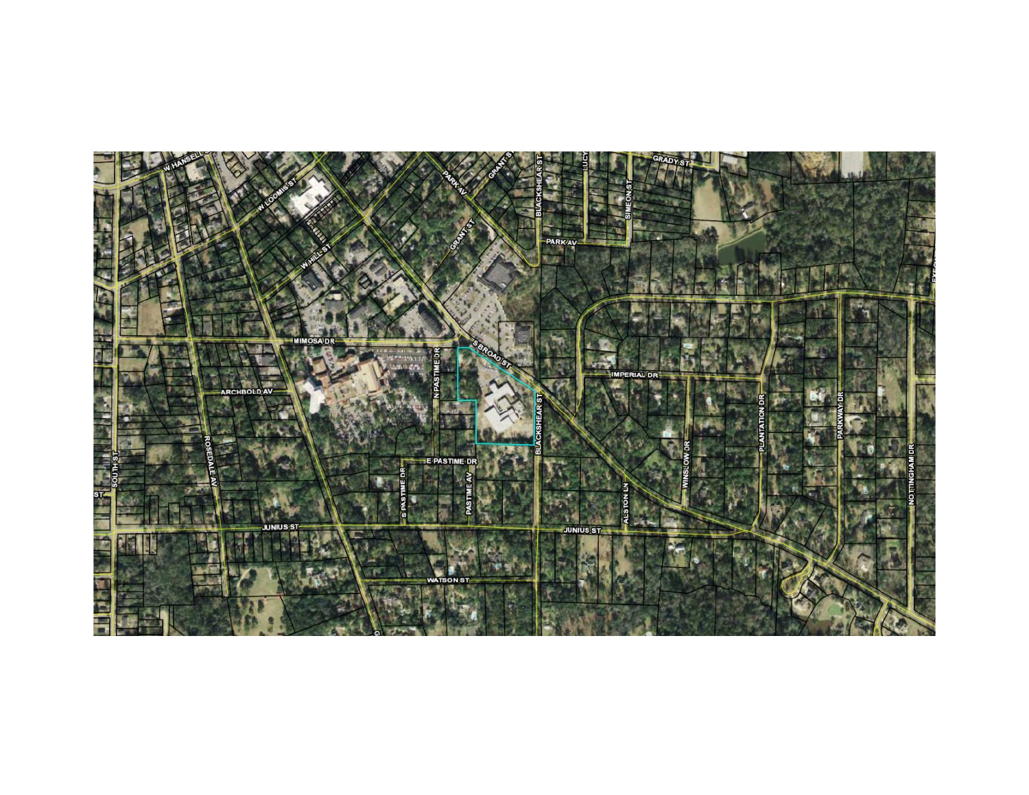W HANSELL ST

W LOOMIS ST

W HILL ST

PARK AV

GRANT ST

BLACKSHEAR ST

LUCY

SIMEON ST

GRADY ST

PARK AV

MIMOSA DR

S BROAD ST

N PASTIME DR

ARCHBOLD AV

IMPERIAL DR

E PASTIME DR

S PASTIME DR

PASTIME AV

ROSEDALE AV

SOUTH ST

ST

ALSTON LN

WINSLOW DR

PLANTATION DR

PARKWAY DR

NOTTINGHAM DR

JUNIUS ST

JUNIUS ST

WATSON ST